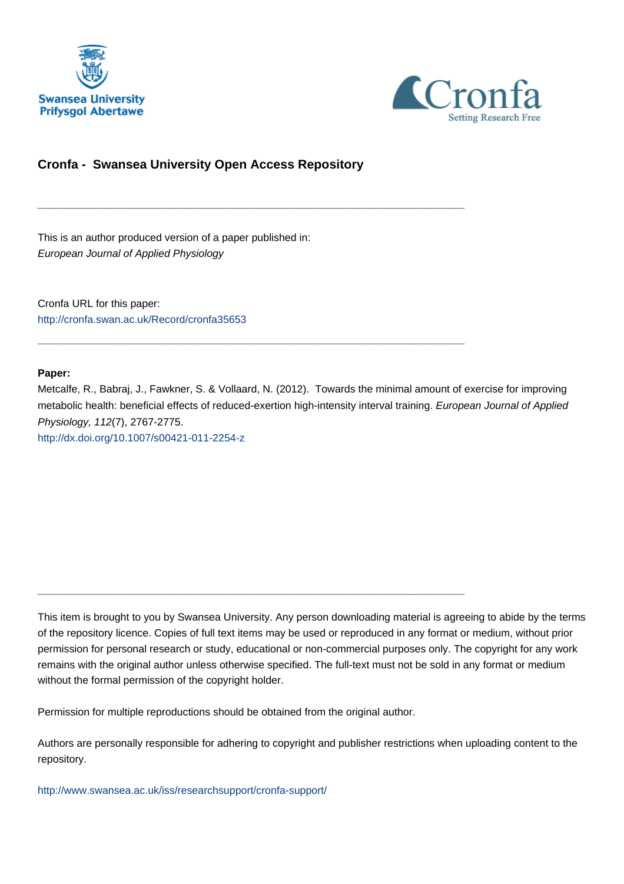Swansea University
Prifysgol Abertawe

Cronfa
Setting Research Free

## Cronfa - Swansea University Open Access Repository

---

This is an author produced version of a paper published in:
*European Journal of Applied Physiology*

Cronfa URL for this paper:
http://cronfa.swan.ac.uk/Record/cronfa35653

---

**Paper:**
Metcalfe, R., Babraj, J., Fawkner, S. & Vollaard, N. (2012). Towards the minimal amount of exercise for improving metabolic health: beneficial effects of reduced-exertion high-intensity interval training. *European Journal of Applied Physiology, 112*(7), 2767-2775.
http://dx.doi.org/10.1007/s00421-011-2254-z

---

This item is brought to you by Swansea University. Any person downloading material is agreeing to abide by the terms of the repository licence. Copies of full text items may be used or reproduced in any format or medium, without prior permission for personal research or study, educational or non-commercial purposes only. The copyright for any work remains with the original author unless otherwise specified. The full-text must not be sold in any format or medium without the formal permission of the copyright holder.

Permission for multiple reproductions should be obtained from the original author.

Authors are personally responsible for adhering to copyright and publisher restrictions when uploading content to the repository.

http://www.swansea.ac.uk/iss/researchsupport/cronfa-support/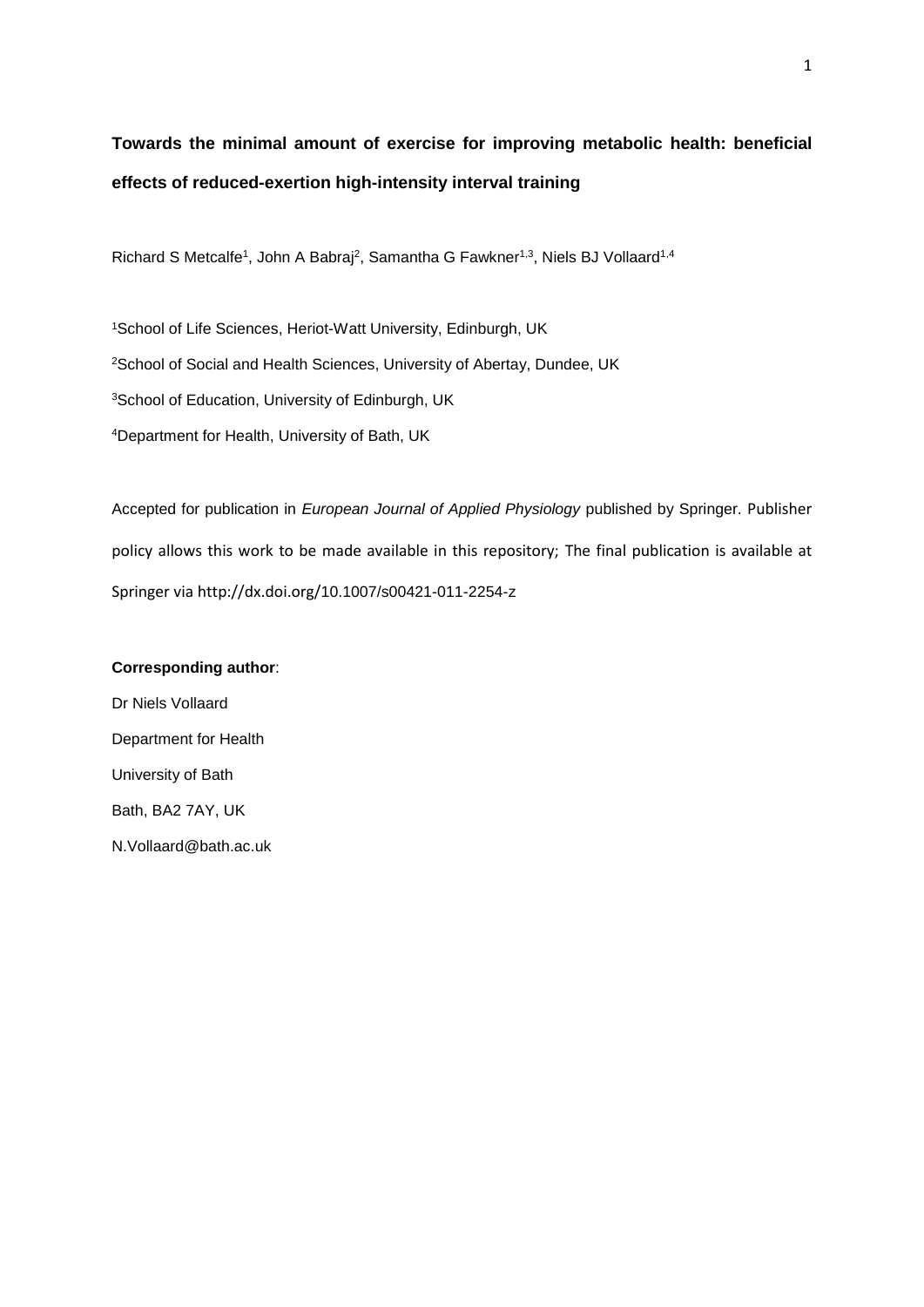**Towards the minimal amount of exercise for improving metabolic health: beneficial effects of reduced-exertion high-intensity interval training**

Richard S Metcalfe[1], John A Babraj[2], Samantha G Fawkner[1,3], Niels BJ Vollaard[1,4]

[1]School of Life Sciences, Heriot-Watt University, Edinburgh, UK

[2]School of Social and Health Sciences, University of Abertay, Dundee, UK

[3]School of Education, University of Edinburgh, UK

[4]Department for Health, University of Bath, UK

Accepted for publication in *European Journal of Applied Physiology* published by Springer. Publisher policy allows this work to be made available in this repository; The final publication is available at Springer via http://dx.doi.org/10.1007/s00421-011-2254-z

**Corresponding author**:

Dr Niels Vollaard

Department for Health

University of Bath

Bath, BA2 7AY, UK

N.Vollaard@bath.ac.uk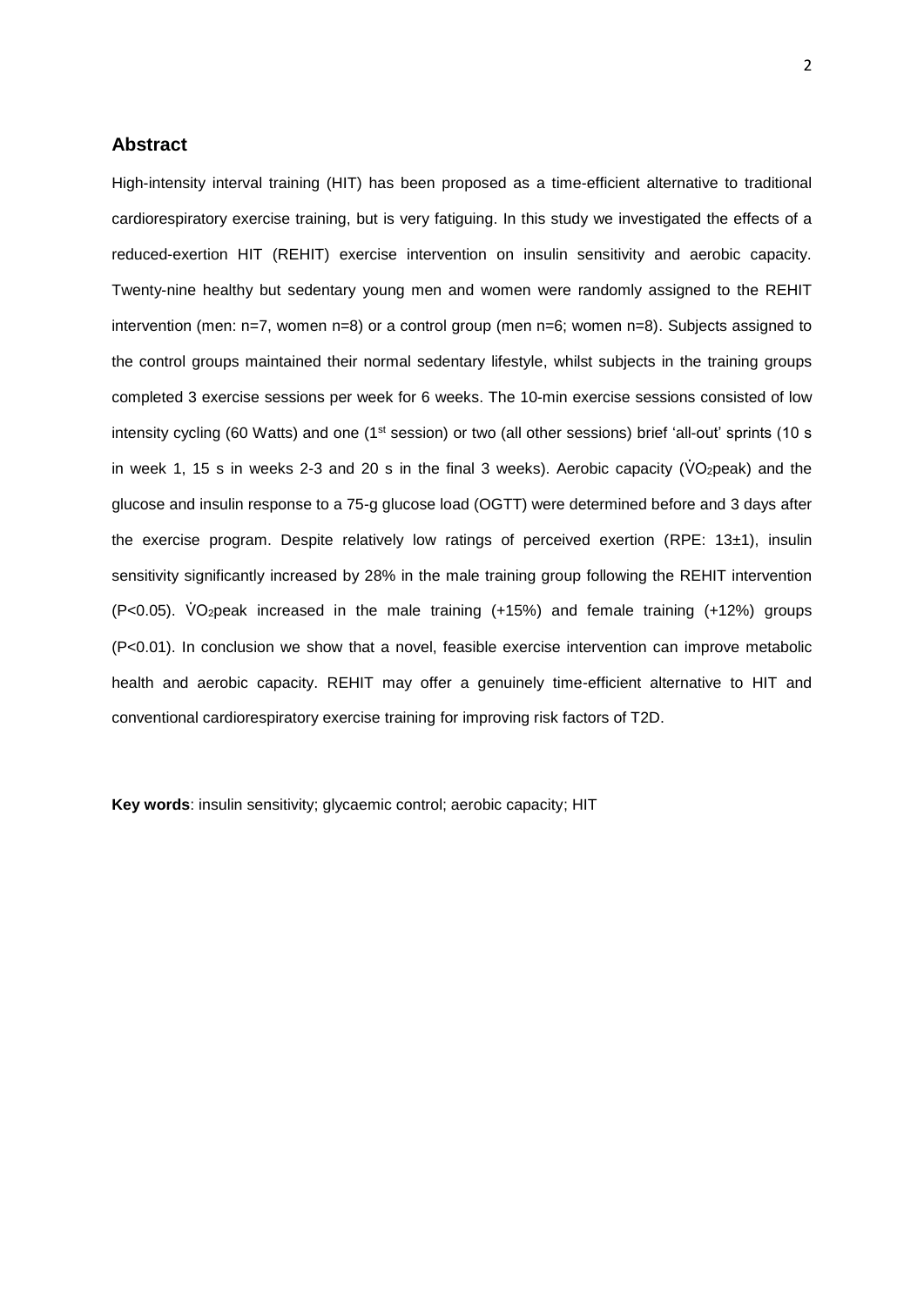## Abstract

High-intensity interval training (HIT) has been proposed as a time-efficient alternative to traditional cardiorespiratory exercise training, but is very fatiguing. In this study we investigated the effects of a reduced-exertion HIT (REHIT) exercise intervention on insulin sensitivity and aerobic capacity. Twenty-nine healthy but sedentary young men and women were randomly assigned to the REHIT intervention (men: n=7, women n=8) or a control group (men n=6; women n=8). Subjects assigned to the control groups maintained their normal sedentary lifestyle, whilst subjects in the training groups completed 3 exercise sessions per week for 6 weeks. The 10-min exercise sessions consisted of low intensity cycling (60 Watts) and one (1st session) or two (all other sessions) brief 'all-out' sprints (10 s in week 1, 15 s in weeks 2-3 and 20 s in the final 3 weeks). Aerobic capacity ($\dot{V}O_2$peak) and the glucose and insulin response to a 75-g glucose load (OGTT) were determined before and 3 days after the exercise program. Despite relatively low ratings of perceived exertion (RPE: 13±1), insulin sensitivity significantly increased by 28% in the male training group following the REHIT intervention ($P<0.05$). $\dot{V}O_2$peak increased in the male training (+15%) and female training (+12%) groups ($P<0.01$). In conclusion we show that a novel, feasible exercise intervention can improve metabolic health and aerobic capacity. REHIT may offer a genuinely time-efficient alternative to HIT and conventional cardiorespiratory exercise training for improving risk factors of T2D.

**Key words**: insulin sensitivity; glycaemic control; aerobic capacity; HIT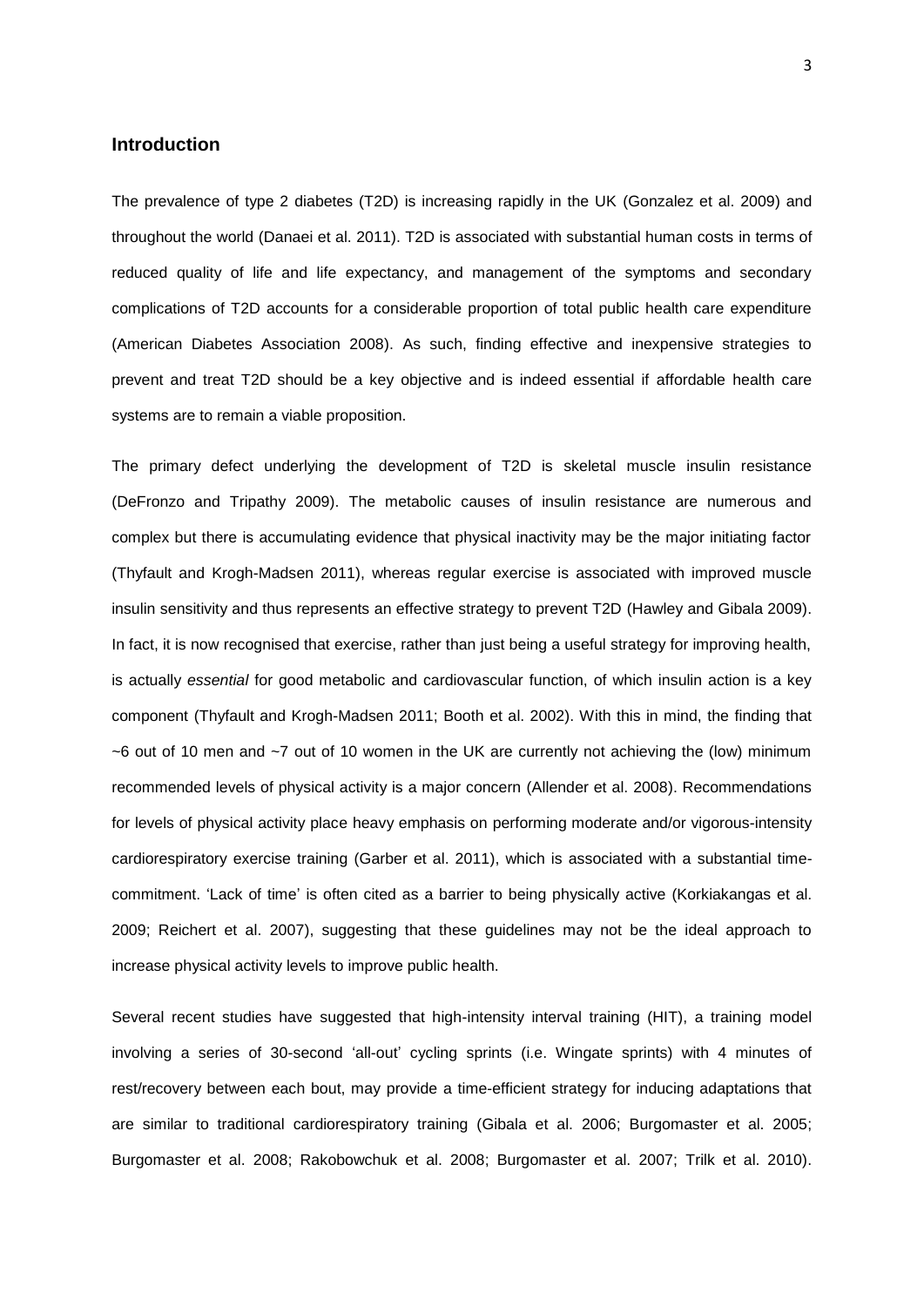## Introduction

The prevalence of type 2 diabetes (T2D) is increasing rapidly in the UK (Gonzalez et al. 2009) and throughout the world (Danaei et al. 2011). T2D is associated with substantial human costs in terms of reduced quality of life and life expectancy, and management of the symptoms and secondary complications of T2D accounts for a considerable proportion of total public health care expenditure (American Diabetes Association 2008). As such, finding effective and inexpensive strategies to prevent and treat T2D should be a key objective and is indeed essential if affordable health care systems are to remain a viable proposition.

The primary defect underlying the development of T2D is skeletal muscle insulin resistance (DeFronzo and Tripathy 2009). The metabolic causes of insulin resistance are numerous and complex but there is accumulating evidence that physical inactivity may be the major initiating factor (Thyfault and Krogh-Madsen 2011), whereas regular exercise is associated with improved muscle insulin sensitivity and thus represents an effective strategy to prevent T2D (Hawley and Gibala 2009). In fact, it is now recognised that exercise, rather than just being a useful strategy for improving health, is actually *essential* for good metabolic and cardiovascular function, of which insulin action is a key component (Thyfault and Krogh-Madsen 2011; Booth et al. 2002). With this in mind, the finding that ~6 out of 10 men and ~7 out of 10 women in the UK are currently not achieving the (low) minimum recommended levels of physical activity is a major concern (Allender et al. 2008). Recommendations for levels of physical activity place heavy emphasis on performing moderate and/or vigorous-intensity cardiorespiratory exercise training (Garber et al. 2011), which is associated with a substantial time-commitment. 'Lack of time' is often cited as a barrier to being physically active (Korkiakangas et al. 2009; Reichert et al. 2007), suggesting that these guidelines may not be the ideal approach to increase physical activity levels to improve public health.

Several recent studies have suggested that high-intensity interval training (HIT), a training model involving a series of 30-second 'all-out' cycling sprints (i.e. Wingate sprints) with 4 minutes of rest/recovery between each bout, may provide a time-efficient strategy for inducing adaptations that are similar to traditional cardiorespiratory training (Gibala et al. 2006; Burgomaster et al. 2005; Burgomaster et al. 2008; Rakobowchuk et al. 2008; Burgomaster et al. 2007; Trilk et al. 2010).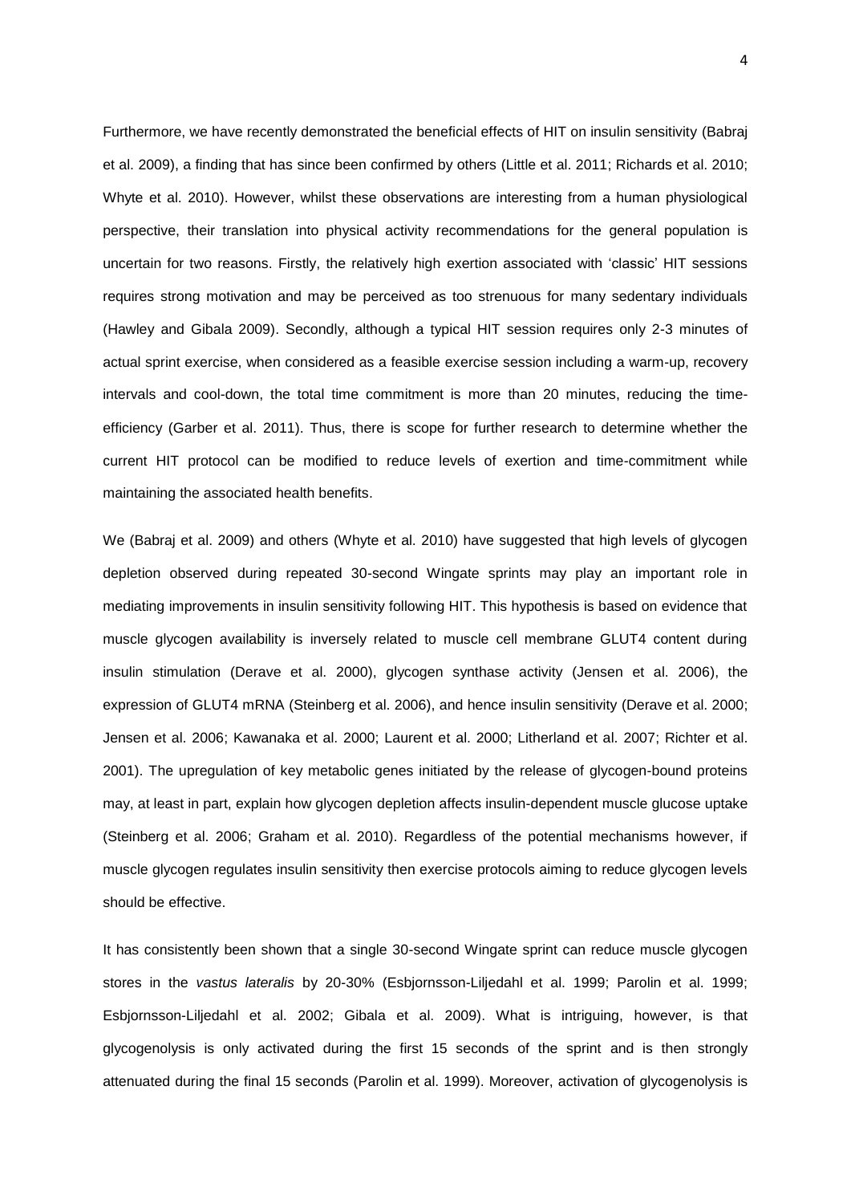Furthermore, we have recently demonstrated the beneficial effects of HIT on insulin sensitivity (Babraj et al. 2009), a finding that has since been confirmed by others (Little et al. 2011; Richards et al. 2010; Whyte et al. 2010). However, whilst these observations are interesting from a human physiological perspective, their translation into physical activity recommendations for the general population is uncertain for two reasons. Firstly, the relatively high exertion associated with 'classic' HIT sessions requires strong motivation and may be perceived as too strenuous for many sedentary individuals (Hawley and Gibala 2009). Secondly, although a typical HIT session requires only 2-3 minutes of actual sprint exercise, when considered as a feasible exercise session including a warm-up, recovery intervals and cool-down, the total time commitment is more than 20 minutes, reducing the time-efficiency (Garber et al. 2011). Thus, there is scope for further research to determine whether the current HIT protocol can be modified to reduce levels of exertion and time-commitment while maintaining the associated health benefits.

We (Babraj et al. 2009) and others (Whyte et al. 2010) have suggested that high levels of glycogen depletion observed during repeated 30-second Wingate sprints may play an important role in mediating improvements in insulin sensitivity following HIT. This hypothesis is based on evidence that muscle glycogen availability is inversely related to muscle cell membrane GLUT4 content during insulin stimulation (Derave et al. 2000), glycogen synthase activity (Jensen et al. 2006), the expression of GLUT4 mRNA (Steinberg et al. 2006), and hence insulin sensitivity (Derave et al. 2000; Jensen et al. 2006; Kawanaka et al. 2000; Laurent et al. 2000; Litherland et al. 2007; Richter et al. 2001). The upregulation of key metabolic genes initiated by the release of glycogen-bound proteins may, at least in part, explain how glycogen depletion affects insulin-dependent muscle glucose uptake (Steinberg et al. 2006; Graham et al. 2010). Regardless of the potential mechanisms however, if muscle glycogen regulates insulin sensitivity then exercise protocols aiming to reduce glycogen levels should be effective.

It has consistently been shown that a single 30-second Wingate sprint can reduce muscle glycogen stores in the *vastus lateralis* by 20-30% (Esbjornsson-Liljedahl et al. 1999; Parolin et al. 1999; Esbjornsson-Liljedahl et al. 2002; Gibala et al. 2009). What is intriguing, however, is that glycogenolysis is only activated during the first 15 seconds of the sprint and is then strongly attenuated during the final 15 seconds (Parolin et al. 1999). Moreover, activation of glycogenolysis is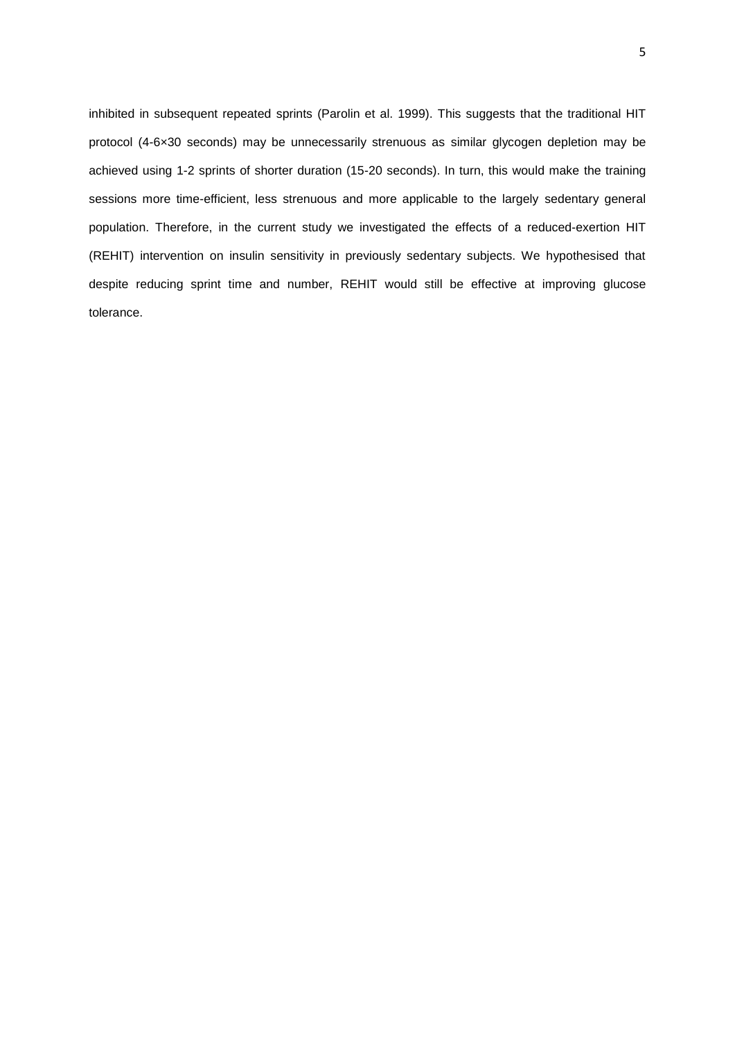inhibited in subsequent repeated sprints (Parolin et al. 1999). This suggests that the traditional HIT protocol (4-6×30 seconds) may be unnecessarily strenuous as similar glycogen depletion may be achieved using 1-2 sprints of shorter duration (15-20 seconds). In turn, this would make the training sessions more time-efficient, less strenuous and more applicable to the largely sedentary general population. Therefore, in the current study we investigated the effects of a reduced-exertion HIT (REHIT) intervention on insulin sensitivity in previously sedentary subjects. We hypothesised that despite reducing sprint time and number, REHIT would still be effective at improving glucose tolerance.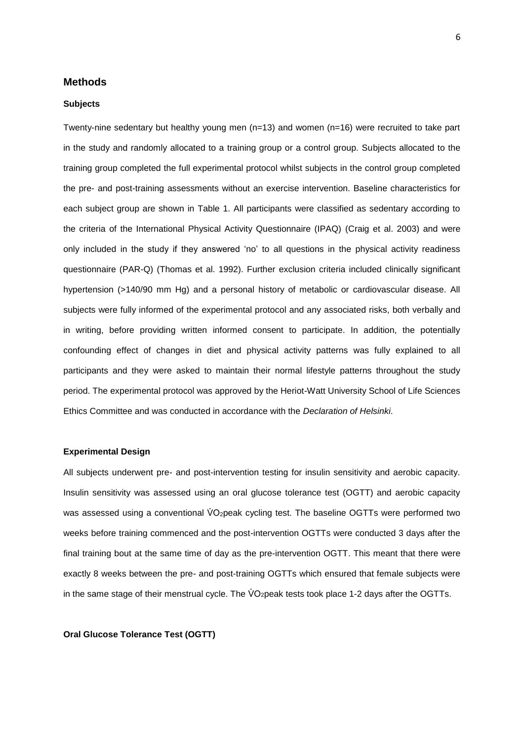## Methods

### Subjects

Twenty-nine sedentary but healthy young men (n=13) and women (n=16) were recruited to take part in the study and randomly allocated to a training group or a control group. Subjects allocated to the training group completed the full experimental protocol whilst subjects in the control group completed the pre- and post-training assessments without an exercise intervention. Baseline characteristics for each subject group are shown in Table 1. All participants were classified as sedentary according to the criteria of the International Physical Activity Questionnaire (IPAQ) (Craig et al. 2003) and were only included in the study if they answered 'no' to all questions in the physical activity readiness questionnaire (PAR-Q) (Thomas et al. 1992). Further exclusion criteria included clinically significant hypertension (>140/90 mm Hg) and a personal history of metabolic or cardiovascular disease. All subjects were fully informed of the experimental protocol and any associated risks, both verbally and in writing, before providing written informed consent to participate. In addition, the potentially confounding effect of changes in diet and physical activity patterns was fully explained to all participants and they were asked to maintain their normal lifestyle patterns throughout the study period. The experimental protocol was approved by the Heriot-Watt University School of Life Sciences Ethics Committee and was conducted in accordance with the *Declaration of Helsinki*.

### Experimental Design

All subjects underwent pre- and post-intervention testing for insulin sensitivity and aerobic capacity. Insulin sensitivity was assessed using an oral glucose tolerance test (OGTT) and aerobic capacity was assessed using a conventional $\dot{V}O_2$peak cycling test. The baseline OGTTs were performed two weeks before training commenced and the post-intervention OGTTs were conducted 3 days after the final training bout at the same time of day as the pre-intervention OGTT. This meant that there were exactly 8 weeks between the pre- and post-training OGTTs which ensured that female subjects were in the same stage of their menstrual cycle. The $\dot{V}O_2$peak tests took place 1-2 days after the OGTTs.

### Oral Glucose Tolerance Test (OGTT)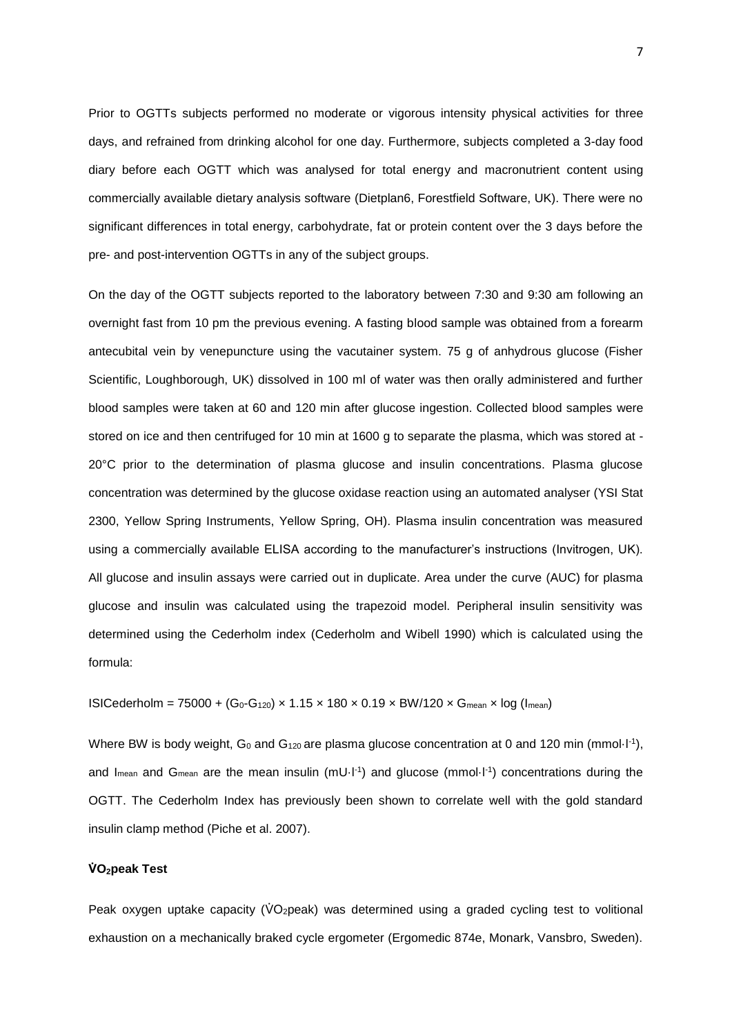Prior to OGTTs subjects performed no moderate or vigorous intensity physical activities for three days, and refrained from drinking alcohol for one day. Furthermore, subjects completed a 3-day food diary before each OGTT which was analysed for total energy and macronutrient content using commercially available dietary analysis software (Dietplan6, Forestfield Software, UK). There were no significant differences in total energy, carbohydrate, fat or protein content over the 3 days before the pre- and post-intervention OGTTs in any of the subject groups.

On the day of the OGTT subjects reported to the laboratory between 7:30 and 9:30 am following an overnight fast from 10 pm the previous evening. A fasting blood sample was obtained from a forearm antecubital vein by venepuncture using the vacutainer system. 75 g of anhydrous glucose (Fisher Scientific, Loughborough, UK) dissolved in 100 ml of water was then orally administered and further blood samples were taken at 60 and 120 min after glucose ingestion. Collected blood samples were stored on ice and then centrifuged for 10 min at 1600 g to separate the plasma, which was stored at -20°C prior to the determination of plasma glucose and insulin concentrations. Plasma glucose concentration was determined by the glucose oxidase reaction using an automated analyser (YSI Stat 2300, Yellow Spring Instruments, Yellow Spring, OH). Plasma insulin concentration was measured using a commercially available ELISA according to the manufacturer's instructions (Invitrogen, UK). All glucose and insulin assays were carried out in duplicate. Area under the curve (AUC) for plasma glucose and insulin was calculated using the trapezoid model. Peripheral insulin sensitivity was determined using the Cederholm index (Cederholm and Wibell 1990) which is calculated using the formula:

$$ISICederholm = 75000 + (G_0\text{-}G_{120}) \times 1.15 \times 180 \times 0.19 \times BW/120 \times G_{mean} \times \log (I_{mean})$$

Where BW is body weight, $G_0$ and $G_{120}$ are plasma glucose concentration at 0 and 120 min (mmol·l$^{-1}$), and $I_{mean}$ and $G_{mean}$ are the mean insulin (mU·l$^{-1}$) and glucose (mmol·l$^{-1}$) concentrations during the OGTT. The Cederholm Index has previously been shown to correlate well with the gold standard insulin clamp method (Piche et al. 2007).

**$\dot{V}O_2$peak Test**

Peak oxygen uptake capacity ($\dot{V}O_2$peak) was determined using a graded cycling test to volitional exhaustion on a mechanically braked cycle ergometer (Ergomedic 874e, Monark, Vansbro, Sweden).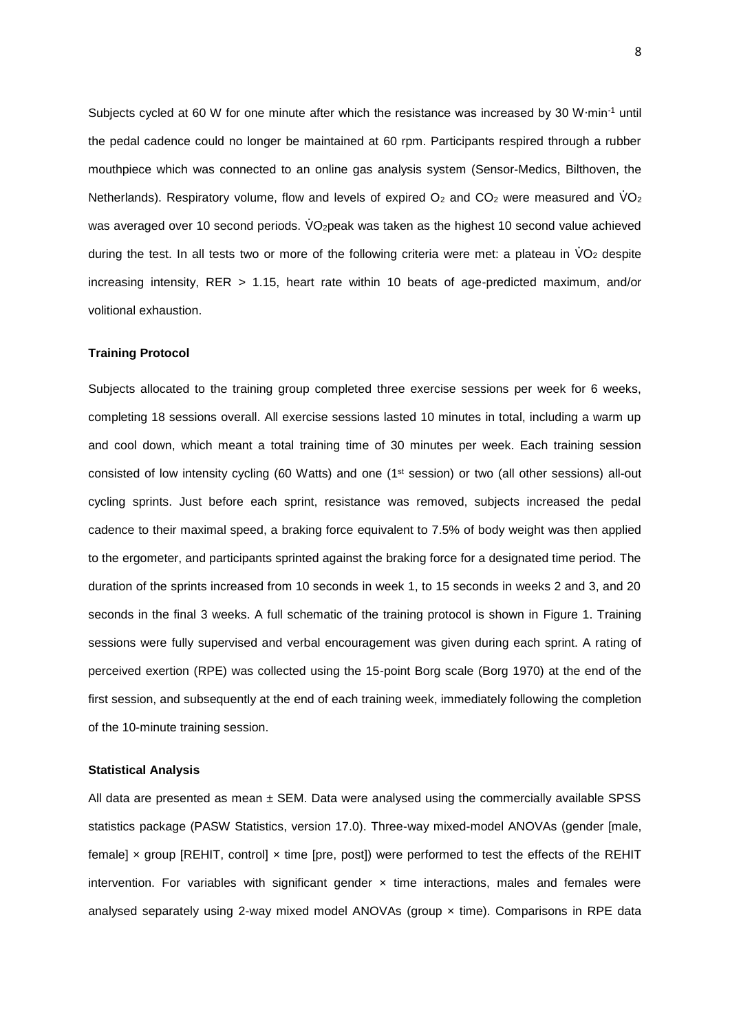Subjects cycled at 60 W for one minute after which the resistance was increased by 30 $W \cdot min^{-1}$ until the pedal cadence could no longer be maintained at 60 rpm. Participants respired through a rubber mouthpiece which was connected to an online gas analysis system (Sensor-Medics, Bilthoven, the Netherlands). Respiratory volume, flow and levels of expired $O_2$ and $CO_2$ were measured and $\dot{V}O_2$ was averaged over 10 second periods. $\dot{V}O_2$peak was taken as the highest 10 second value achieved during the test. In all tests two or more of the following criteria were met: a plateau in $\dot{V}O_2$ despite increasing intensity, RER > 1.15, heart rate within 10 beats of age-predicted maximum, and/or volitional exhaustion.

**Training Protocol**

Subjects allocated to the training group completed three exercise sessions per week for 6 weeks, completing 18 sessions overall. All exercise sessions lasted 10 minutes in total, including a warm up and cool down, which meant a total training time of 30 minutes per week. Each training session consisted of low intensity cycling (60 Watts) and one (1st session) or two (all other sessions) all-out cycling sprints. Just before each sprint, resistance was removed, subjects increased the pedal cadence to their maximal speed, a braking force equivalent to 7.5% of body weight was then applied to the ergometer, and participants sprinted against the braking force for a designated time period. The duration of the sprints increased from 10 seconds in week 1, to 15 seconds in weeks 2 and 3, and 20 seconds in the final 3 weeks. A full schematic of the training protocol is shown in Figure 1. Training sessions were fully supervised and verbal encouragement was given during each sprint. A rating of perceived exertion (RPE) was collected using the 15-point Borg scale (Borg 1970) at the end of the first session, and subsequently at the end of each training week, immediately following the completion of the 10-minute training session.

**Statistical Analysis**

All data are presented as mean ± SEM. Data were analysed using the commercially available SPSS statistics package (PASW Statistics, version 17.0). Three-way mixed-model ANOVAs (gender [male, female] × group [REHIT, control] × time [pre, post]) were performed to test the effects of the REHIT intervention. For variables with significant gender × time interactions, males and females were analysed separately using 2-way mixed model ANOVAs (group × time). Comparisons in RPE data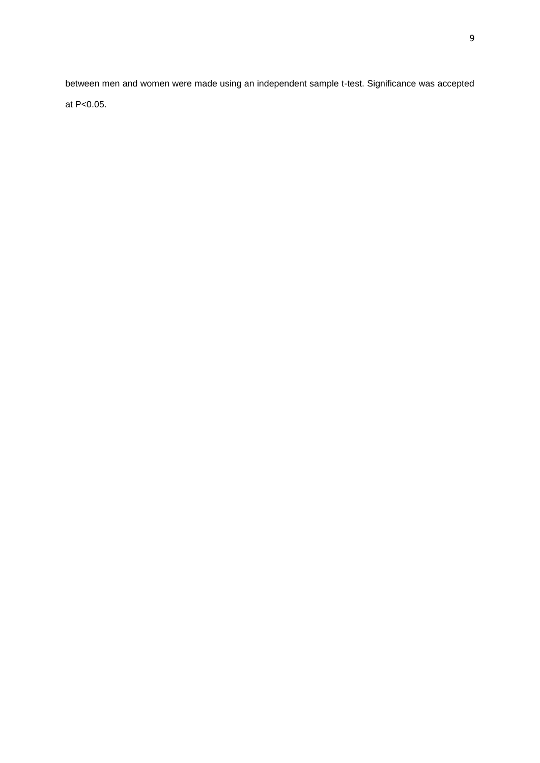between men and women were made using an independent sample t-test. Significance was accepted at $P<0.05$.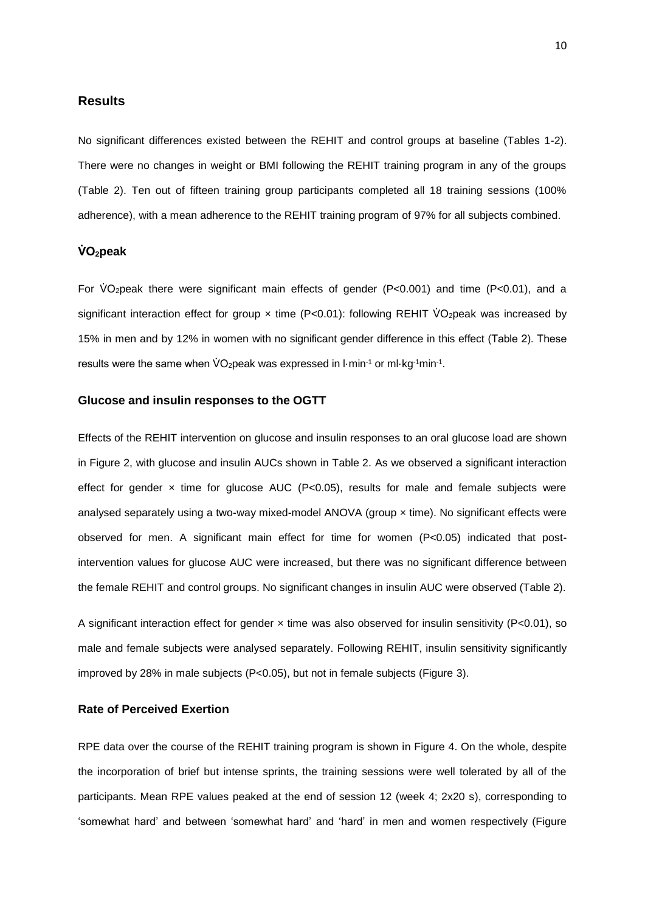## Results

No significant differences existed between the REHIT and control groups at baseline (Tables 1-2). There were no changes in weight or BMI following the REHIT training program in any of the groups (Table 2). Ten out of fifteen training group participants completed all 18 training sessions (100% adherence), with a mean adherence to the REHIT training program of 97% for all subjects combined.

### $\dot{V}O_2$peak

For $\dot{V}O_2$peak there were significant main effects of gender ($P<0.001$) and time ($P<0.01$), and a significant interaction effect for group × time ($P<0.01$): following REHIT $\dot{V}O_2$peak was increased by 15% in men and by 12% in women with no significant gender difference in this effect (Table 2). These results were the same when $\dot{V}O_2$peak was expressed in $l \cdot min^{-1}$ or $ml \cdot kg^{-1} min^{-1}$.

### Glucose and insulin responses to the OGTT

Effects of the REHIT intervention on glucose and insulin responses to an oral glucose load are shown in Figure 2, with glucose and insulin AUCs shown in Table 2. As we observed a significant interaction effect for gender × time for glucose AUC ($P<0.05$), results for male and female subjects were analysed separately using a two-way mixed-model ANOVA (group × time). No significant effects were observed for men. A significant main effect for time for women ($P<0.05$) indicated that post-intervention values for glucose AUC were increased, but there was no significant difference between the female REHIT and control groups. No significant changes in insulin AUC were observed (Table 2).

A significant interaction effect for gender × time was also observed for insulin sensitivity ($P<0.01$), so male and female subjects were analysed separately. Following REHIT, insulin sensitivity significantly improved by 28% in male subjects ($P<0.05$), but not in female subjects (Figure 3).

### Rate of Perceived Exertion

RPE data over the course of the REHIT training program is shown in Figure 4. On the whole, despite the incorporation of brief but intense sprints, the training sessions were well tolerated by all of the participants. Mean RPE values peaked at the end of session 12 (week 4; 2x20 s), corresponding to 'somewhat hard' and between 'somewhat hard' and 'hard' in men and women respectively (Figure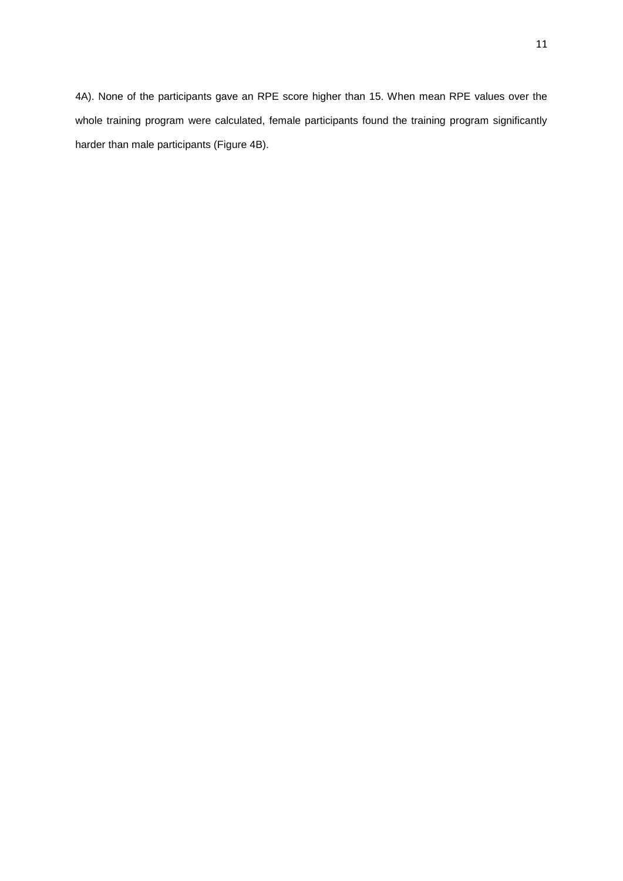4A). None of the participants gave an RPE score higher than 15. When mean RPE values over the whole training program were calculated, female participants found the training program significantly harder than male participants (Figure 4B).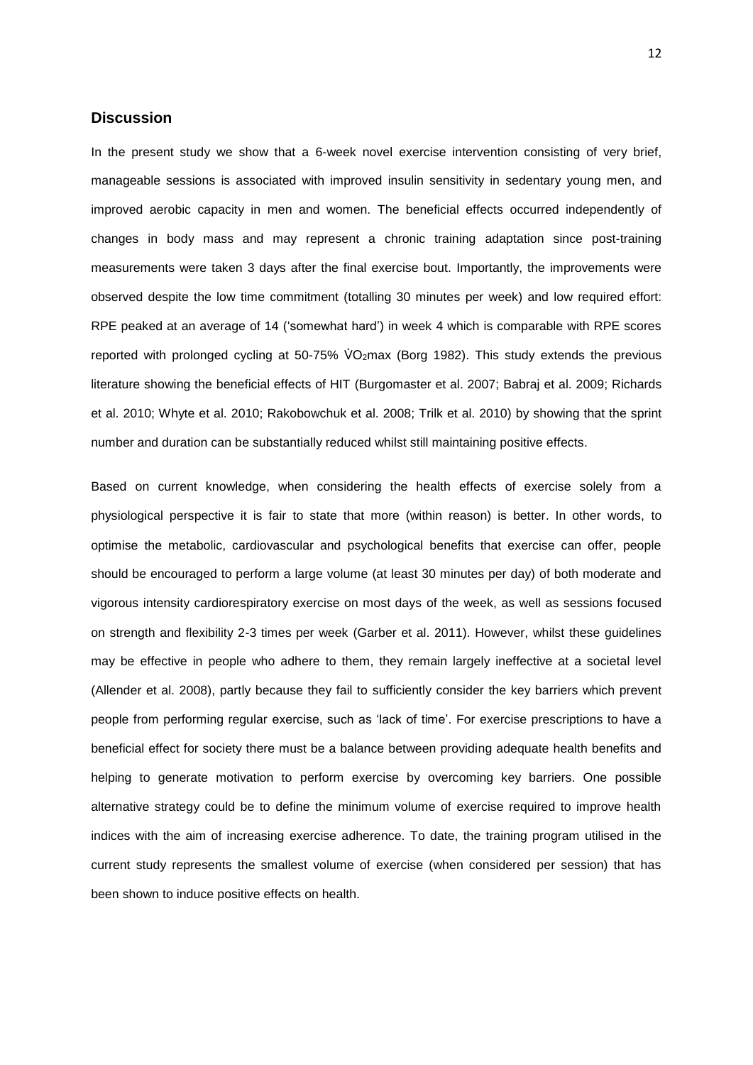## Discussion

In the present study we show that a 6-week novel exercise intervention consisting of very brief, manageable sessions is associated with improved insulin sensitivity in sedentary young men, and improved aerobic capacity in men and women. The beneficial effects occurred independently of changes in body mass and may represent a chronic training adaptation since post-training measurements were taken 3 days after the final exercise bout. Importantly, the improvements were observed despite the low time commitment (totalling 30 minutes per week) and low required effort: RPE peaked at an average of 14 ('somewhat hard') in week 4 which is comparable with RPE scores reported with prolonged cycling at 50-75% $\dot{V}O_2$max (Borg 1982). This study extends the previous literature showing the beneficial effects of HIT (Burgomaster et al. 2007; Babraj et al. 2009; Richards et al. 2010; Whyte et al. 2010; Rakobowchuk et al. 2008; Trilk et al. 2010) by showing that the sprint number and duration can be substantially reduced whilst still maintaining positive effects.

Based on current knowledge, when considering the health effects of exercise solely from a physiological perspective it is fair to state that more (within reason) is better. In other words, to optimise the metabolic, cardiovascular and psychological benefits that exercise can offer, people should be encouraged to perform a large volume (at least 30 minutes per day) of both moderate and vigorous intensity cardiorespiratory exercise on most days of the week, as well as sessions focused on strength and flexibility 2-3 times per week (Garber et al. 2011). However, whilst these guidelines may be effective in people who adhere to them, they remain largely ineffective at a societal level (Allender et al. 2008), partly because they fail to sufficiently consider the key barriers which prevent people from performing regular exercise, such as 'lack of time'. For exercise prescriptions to have a beneficial effect for society there must be a balance between providing adequate health benefits and helping to generate motivation to perform exercise by overcoming key barriers. One possible alternative strategy could be to define the minimum volume of exercise required to improve health indices with the aim of increasing exercise adherence. To date, the training program utilised in the current study represents the smallest volume of exercise (when considered per session) that has been shown to induce positive effects on health.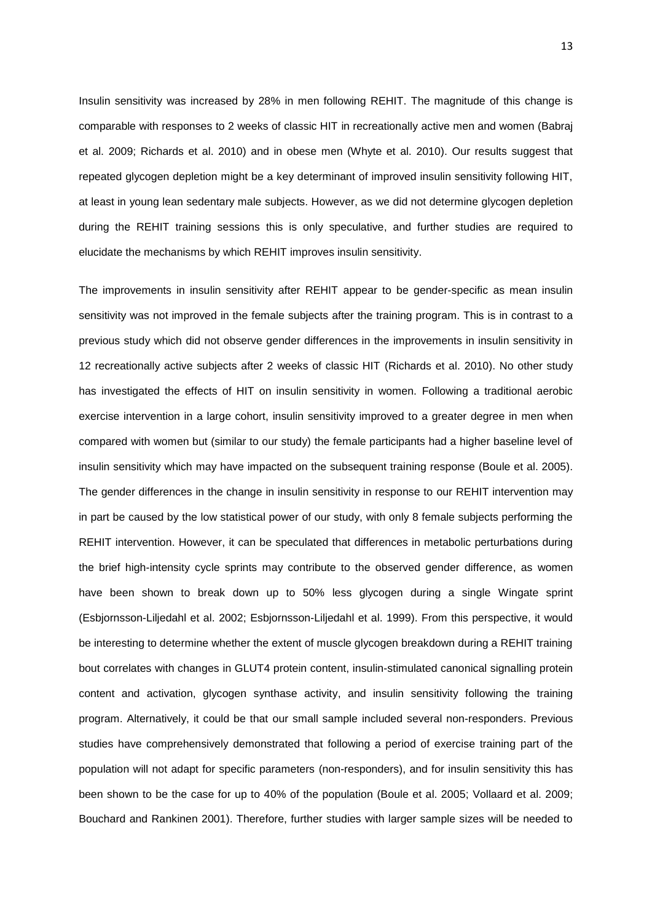Insulin sensitivity was increased by 28% in men following REHIT. The magnitude of this change is comparable with responses to 2 weeks of classic HIT in recreationally active men and women (Babraj et al. 2009; Richards et al. 2010) and in obese men (Whyte et al. 2010). Our results suggest that repeated glycogen depletion might be a key determinant of improved insulin sensitivity following HIT, at least in young lean sedentary male subjects. However, as we did not determine glycogen depletion during the REHIT training sessions this is only speculative, and further studies are required to elucidate the mechanisms by which REHIT improves insulin sensitivity.

The improvements in insulin sensitivity after REHIT appear to be gender-specific as mean insulin sensitivity was not improved in the female subjects after the training program. This is in contrast to a previous study which did not observe gender differences in the improvements in insulin sensitivity in 12 recreationally active subjects after 2 weeks of classic HIT (Richards et al. 2010). No other study has investigated the effects of HIT on insulin sensitivity in women. Following a traditional aerobic exercise intervention in a large cohort, insulin sensitivity improved to a greater degree in men when compared with women but (similar to our study) the female participants had a higher baseline level of insulin sensitivity which may have impacted on the subsequent training response (Boule et al. 2005). The gender differences in the change in insulin sensitivity in response to our REHIT intervention may in part be caused by the low statistical power of our study, with only 8 female subjects performing the REHIT intervention. However, it can be speculated that differences in metabolic perturbations during the brief high-intensity cycle sprints may contribute to the observed gender difference, as women have been shown to break down up to 50% less glycogen during a single Wingate sprint (Esbjornsson-Liljedahl et al. 2002; Esbjornsson-Liljedahl et al. 1999). From this perspective, it would be interesting to determine whether the extent of muscle glycogen breakdown during a REHIT training bout correlates with changes in GLUT4 protein content, insulin-stimulated canonical signalling protein content and activation, glycogen synthase activity, and insulin sensitivity following the training program. Alternatively, it could be that our small sample included several non-responders. Previous studies have comprehensively demonstrated that following a period of exercise training part of the population will not adapt for specific parameters (non-responders), and for insulin sensitivity this has been shown to be the case for up to 40% of the population (Boule et al. 2005; Vollaard et al. 2009; Bouchard and Rankinen 2001). Therefore, further studies with larger sample sizes will be needed to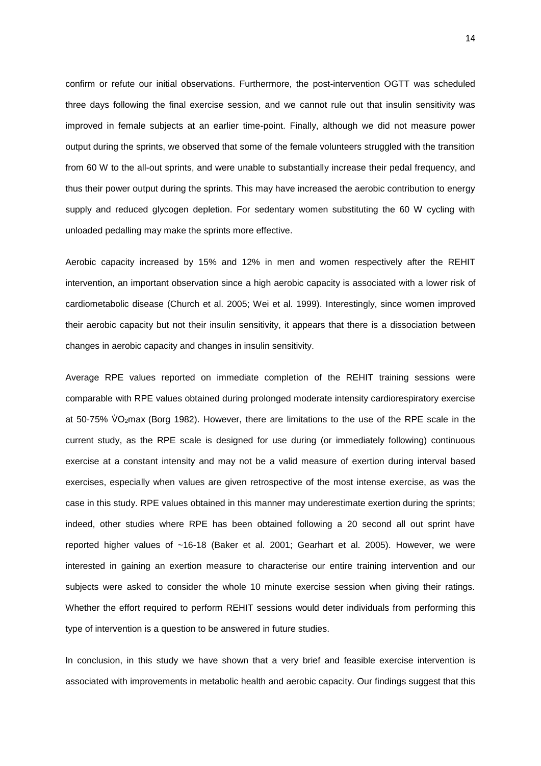confirm or refute our initial observations. Furthermore, the post-intervention OGTT was scheduled three days following the final exercise session, and we cannot rule out that insulin sensitivity was improved in female subjects at an earlier time-point. Finally, although we did not measure power output during the sprints, we observed that some of the female volunteers struggled with the transition from 60 W to the all-out sprints, and were unable to substantially increase their pedal frequency, and thus their power output during the sprints. This may have increased the aerobic contribution to energy supply and reduced glycogen depletion. For sedentary women substituting the 60 W cycling with unloaded pedalling may make the sprints more effective.

Aerobic capacity increased by 15% and 12% in men and women respectively after the REHIT intervention, an important observation since a high aerobic capacity is associated with a lower risk of cardiometabolic disease (Church et al. 2005; Wei et al. 1999). Interestingly, since women improved their aerobic capacity but not their insulin sensitivity, it appears that there is a dissociation between changes in aerobic capacity and changes in insulin sensitivity.

Average RPE values reported on immediate completion of the REHIT training sessions were comparable with RPE values obtained during prolonged moderate intensity cardiorespiratory exercise at 50-75% $\dot{V}O_2$max (Borg 1982). However, there are limitations to the use of the RPE scale in the current study, as the RPE scale is designed for use during (or immediately following) continuous exercise at a constant intensity and may not be a valid measure of exertion during interval based exercises, especially when values are given retrospective of the most intense exercise, as was the case in this study. RPE values obtained in this manner may underestimate exertion during the sprints; indeed, other studies where RPE has been obtained following a 20 second all out sprint have reported higher values of ~16-18 (Baker et al. 2001; Gearhart et al. 2005). However, we were interested in gaining an exertion measure to characterise our entire training intervention and our subjects were asked to consider the whole 10 minute exercise session when giving their ratings. Whether the effort required to perform REHIT sessions would deter individuals from performing this type of intervention is a question to be answered in future studies.

In conclusion, in this study we have shown that a very brief and feasible exercise intervention is associated with improvements in metabolic health and aerobic capacity. Our findings suggest that this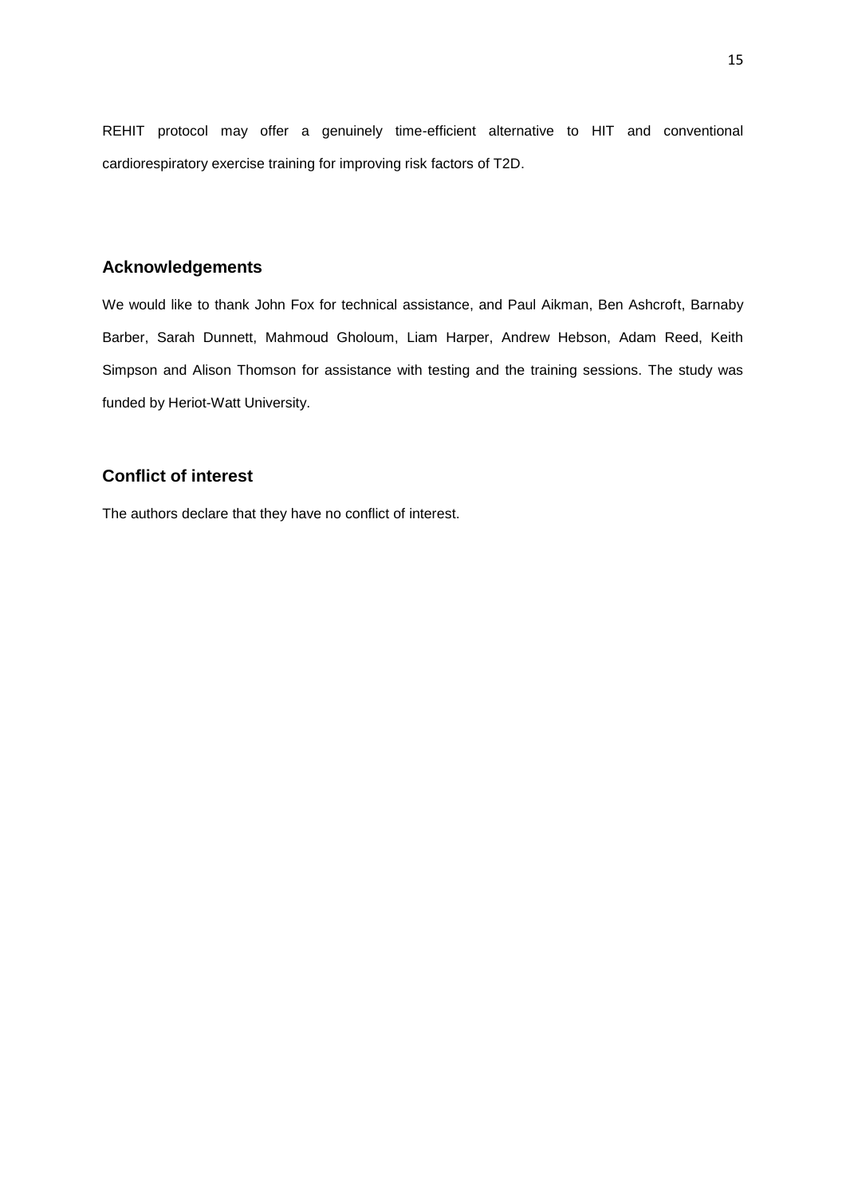REHIT protocol may offer a genuinely time-efficient alternative to HIT and conventional cardiorespiratory exercise training for improving risk factors of T2D.

## Acknowledgements

We would like to thank John Fox for technical assistance, and Paul Aikman, Ben Ashcroft, Barnaby Barber, Sarah Dunnett, Mahmoud Gholoum, Liam Harper, Andrew Hebson, Adam Reed, Keith Simpson and Alison Thomson for assistance with testing and the training sessions. The study was funded by Heriot-Watt University.

## Conflict of interest

The authors declare that they have no conflict of interest.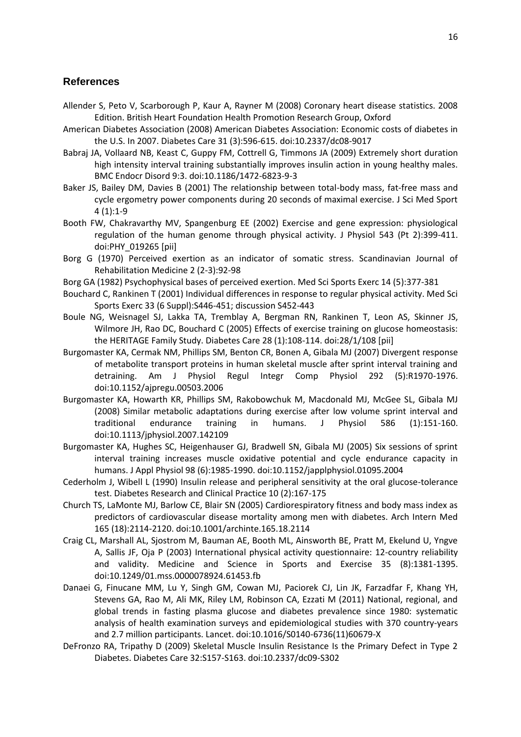## References

Allender S, Peto V, Scarborough P, Kaur A, Rayner M (2008) Coronary heart disease statistics. 2008 Edition. British Heart Foundation Health Promotion Research Group, Oxford

American Diabetes Association (2008) American Diabetes Association: Economic costs of diabetes in the U.S. In 2007. Diabetes Care 31 (3):596-615. doi:10.2337/dc08-9017

Babraj JA, Vollaard NB, Keast C, Guppy FM, Cottrell G, Timmons JA (2009) Extremely short duration high intensity interval training substantially improves insulin action in young healthy males. BMC Endocr Disord 9:3. doi:10.1186/1472-6823-9-3

Baker JS, Bailey DM, Davies B (2001) The relationship between total-body mass, fat-free mass and cycle ergometry power components during 20 seconds of maximal exercise. J Sci Med Sport 4 (1):1-9

Booth FW, Chakravarthy MV, Spangenburg EE (2002) Exercise and gene expression: physiological regulation of the human genome through physical activity. J Physiol 543 (Pt 2):399-411. doi:PHY_019265 [pii]

Borg G (1970) Perceived exertion as an indicator of somatic stress. Scandinavian Journal of Rehabilitation Medicine 2 (2-3):92-98

Borg GA (1982) Psychophysical bases of perceived exertion. Med Sci Sports Exerc 14 (5):377-381

Bouchard C, Rankinen T (2001) Individual differences in response to regular physical activity. Med Sci Sports Exerc 33 (6 Suppl):S446-451; discussion S452-443

Boule NG, Weisnagel SJ, Lakka TA, Tremblay A, Bergman RN, Rankinen T, Leon AS, Skinner JS, Wilmore JH, Rao DC, Bouchard C (2005) Effects of exercise training on glucose homeostasis: the HERITAGE Family Study. Diabetes Care 28 (1):108-114. doi:28/1/108 [pii]

Burgomaster KA, Cermak NM, Phillips SM, Benton CR, Bonen A, Gibala MJ (2007) Divergent response of metabolite transport proteins in human skeletal muscle after sprint interval training and detraining. Am J Physiol Regul Integr Comp Physiol 292 (5):R1970-1976. doi:10.1152/ajpregu.00503.2006

Burgomaster KA, Howarth KR, Phillips SM, Rakobowchuk M, Macdonald MJ, McGee SL, Gibala MJ (2008) Similar metabolic adaptations during exercise after low volume sprint interval and traditional endurance training in humans. J Physiol 586 (1):151-160. doi:10.1113/jphysiol.2007.142109

Burgomaster KA, Hughes SC, Heigenhauser GJ, Bradwell SN, Gibala MJ (2005) Six sessions of sprint interval training increases muscle oxidative potential and cycle endurance capacity in humans. J Appl Physiol 98 (6):1985-1990. doi:10.1152/japplphysiol.01095.2004

Cederholm J, Wibell L (1990) Insulin release and peripheral sensitivity at the oral glucose-tolerance test. Diabetes Research and Clinical Practice 10 (2):167-175

Church TS, LaMonte MJ, Barlow CE, Blair SN (2005) Cardiorespiratory fitness and body mass index as predictors of cardiovascular disease mortality among men with diabetes. Arch Intern Med 165 (18):2114-2120. doi:10.1001/archinte.165.18.2114

Craig CL, Marshall AL, Sjostrom M, Bauman AE, Booth ML, Ainsworth BE, Pratt M, Ekelund U, Yngve A, Sallis JF, Oja P (2003) International physical activity questionnaire: 12-country reliability and validity. Medicine and Science in Sports and Exercise 35 (8):1381-1395. doi:10.1249/01.mss.0000078924.61453.fb

Danaei G, Finucane MM, Lu Y, Singh GM, Cowan MJ, Paciorek CJ, Lin JK, Farzadfar F, Khang YH, Stevens GA, Rao M, Ali MK, Riley LM, Robinson CA, Ezzati M (2011) National, regional, and global trends in fasting plasma glucose and diabetes prevalence since 1980: systematic analysis of health examination surveys and epidemiological studies with 370 country-years and 2.7 million participants. Lancet. doi:10.1016/S0140-6736(11)60679-X

DeFronzo RA, Tripathy D (2009) Skeletal Muscle Insulin Resistance Is the Primary Defect in Type 2 Diabetes. Diabetes Care 32:S157-S163. doi:10.2337/dc09-S302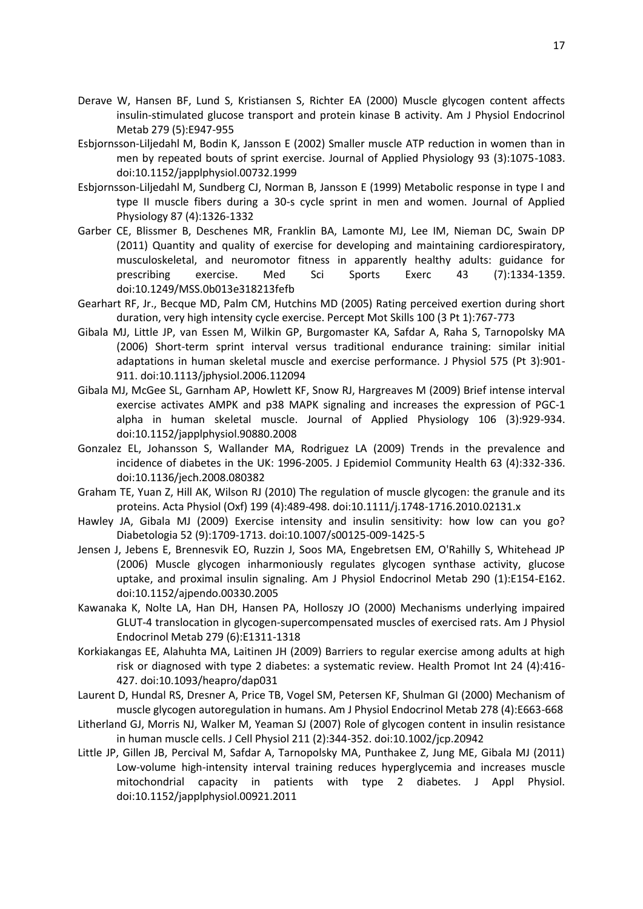Derave W, Hansen BF, Lund S, Kristiansen S, Richter EA (2000) Muscle glycogen content affects insulin-stimulated glucose transport and protein kinase B activity. Am J Physiol Endocrinol Metab 279 (5):E947-955

Esbjornsson-Liljedahl M, Bodin K, Jansson E (2002) Smaller muscle ATP reduction in women than in men by repeated bouts of sprint exercise. Journal of Applied Physiology 93 (3):1075-1083. doi:10.1152/japplphysiol.00732.1999

Esbjornsson-Liljedahl M, Sundberg CJ, Norman B, Jansson E (1999) Metabolic response in type I and type II muscle fibers during a 30-s cycle sprint in men and women. Journal of Applied Physiology 87 (4):1326-1332

Garber CE, Blissmer B, Deschenes MR, Franklin BA, Lamonte MJ, Lee IM, Nieman DC, Swain DP (2011) Quantity and quality of exercise for developing and maintaining cardiorespiratory, musculoskeletal, and neuromotor fitness in apparently healthy adults: guidance for prescribing exercise. Med Sci Sports Exerc 43 (7):1334-1359. doi:10.1249/MSS.0b013e318213fefb

Gearhart RF, Jr., Becque MD, Palm CM, Hutchins MD (2005) Rating perceived exertion during short duration, very high intensity cycle exercise. Percept Mot Skills 100 (3 Pt 1):767-773

Gibala MJ, Little JP, van Essen M, Wilkin GP, Burgomaster KA, Safdar A, Raha S, Tarnopolsky MA (2006) Short-term sprint interval versus traditional endurance training: similar initial adaptations in human skeletal muscle and exercise performance. J Physiol 575 (Pt 3):901-911. doi:10.1113/jphysiol.2006.112094

Gibala MJ, McGee SL, Garnham AP, Howlett KF, Snow RJ, Hargreaves M (2009) Brief intense interval exercise activates AMPK and p38 MAPK signaling and increases the expression of PGC-1 alpha in human skeletal muscle. Journal of Applied Physiology 106 (3):929-934. doi:10.1152/japplphysiol.90880.2008

Gonzalez EL, Johansson S, Wallander MA, Rodriguez LA (2009) Trends in the prevalence and incidence of diabetes in the UK: 1996-2005. J Epidemiol Community Health 63 (4):332-336. doi:10.1136/jech.2008.080382

Graham TE, Yuan Z, Hill AK, Wilson RJ (2010) The regulation of muscle glycogen: the granule and its proteins. Acta Physiol (Oxf) 199 (4):489-498. doi:10.1111/j.1748-1716.2010.02131.x

Hawley JA, Gibala MJ (2009) Exercise intensity and insulin sensitivity: how low can you go? Diabetologia 52 (9):1709-1713. doi:10.1007/s00125-009-1425-5

Jensen J, Jebens E, Brennesvik EO, Ruzzin J, Soos MA, Engebretsen EM, O'Rahilly S, Whitehead JP (2006) Muscle glycogen inharmoniously regulates glycogen synthase activity, glucose uptake, and proximal insulin signaling. Am J Physiol Endocrinol Metab 290 (1):E154-E162. doi:10.1152/ajpendo.00330.2005

Kawanaka K, Nolte LA, Han DH, Hansen PA, Holloszy JO (2000) Mechanisms underlying impaired GLUT-4 translocation in glycogen-supercompensated muscles of exercised rats. Am J Physiol Endocrinol Metab 279 (6):E1311-1318

Korkiakangas EE, Alahuhta MA, Laitinen JH (2009) Barriers to regular exercise among adults at high risk or diagnosed with type 2 diabetes: a systematic review. Health Promot Int 24 (4):416-427. doi:10.1093/heapro/dap031

Laurent D, Hundal RS, Dresner A, Price TB, Vogel SM, Petersen KF, Shulman GI (2000) Mechanism of muscle glycogen autoregulation in humans. Am J Physiol Endocrinol Metab 278 (4):E663-668

Litherland GJ, Morris NJ, Walker M, Yeaman SJ (2007) Role of glycogen content in insulin resistance in human muscle cells. J Cell Physiol 211 (2):344-352. doi:10.1002/jcp.20942

Little JP, Gillen JB, Percival M, Safdar A, Tarnopolsky MA, Punthakee Z, Jung ME, Gibala MJ (2011) Low-volume high-intensity interval training reduces hyperglycemia and increases muscle mitochondrial capacity in patients with type 2 diabetes. J Appl Physiol. doi:10.1152/japplphysiol.00921.2011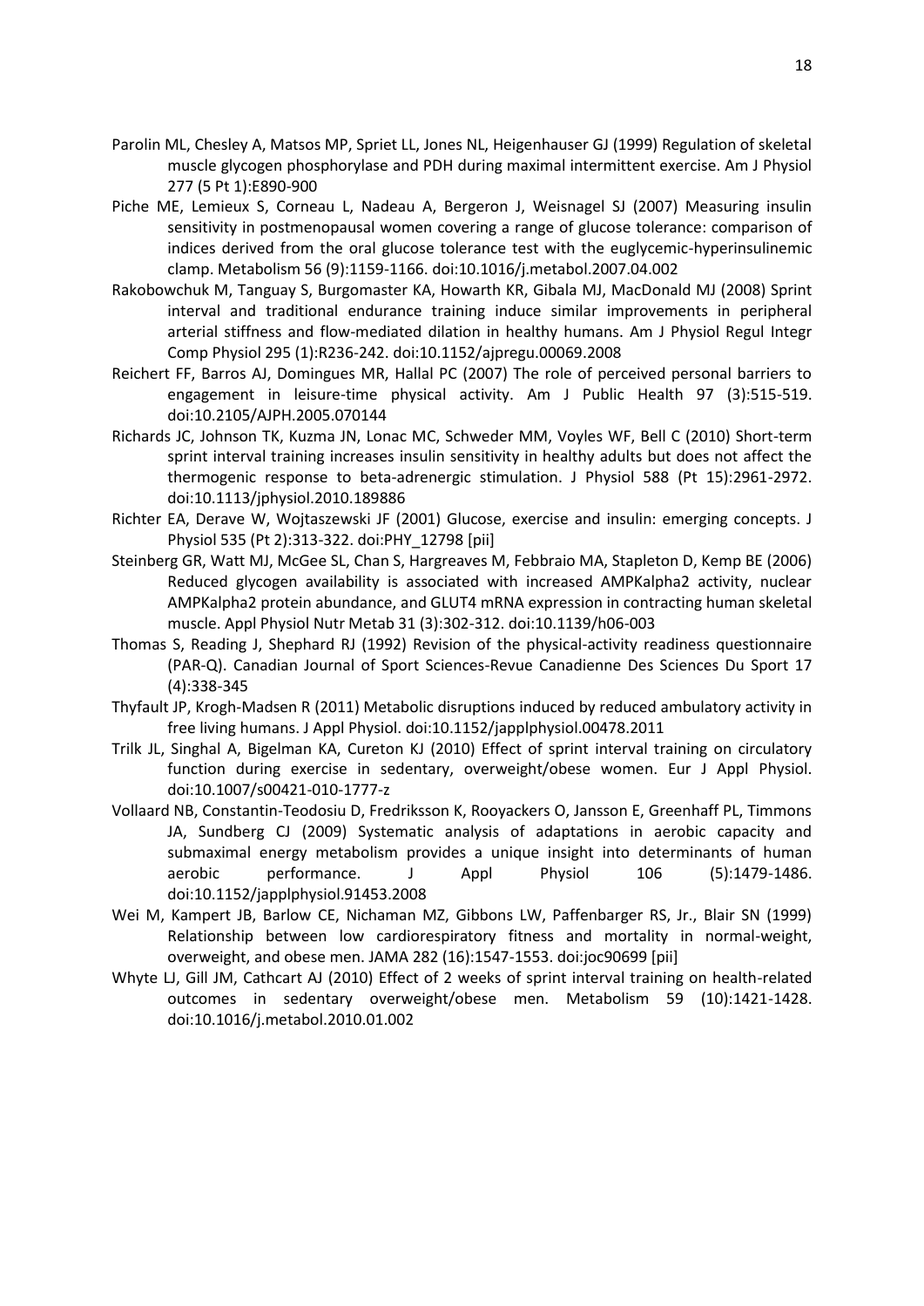Parolin ML, Chesley A, Matsos MP, Spriet LL, Jones NL, Heigenhauser GJ (1999) Regulation of skeletal muscle glycogen phosphorylase and PDH during maximal intermittent exercise. Am J Physiol 277 (5 Pt 1):E890-900

Piche ME, Lemieux S, Corneau L, Nadeau A, Bergeron J, Weisnagel SJ (2007) Measuring insulin sensitivity in postmenopausal women covering a range of glucose tolerance: comparison of indices derived from the oral glucose tolerance test with the euglycemic-hyperinsulinemic clamp. Metabolism 56 (9):1159-1166. doi:10.1016/j.metabol.2007.04.002

Rakobowchuk M, Tanguay S, Burgomaster KA, Howarth KR, Gibala MJ, MacDonald MJ (2008) Sprint interval and traditional endurance training induce similar improvements in peripheral arterial stiffness and flow-mediated dilation in healthy humans. Am J Physiol Regul Integr Comp Physiol 295 (1):R236-242. doi:10.1152/ajpregu.00069.2008

Reichert FF, Barros AJ, Domingues MR, Hallal PC (2007) The role of perceived personal barriers to engagement in leisure-time physical activity. Am J Public Health 97 (3):515-519. doi:10.2105/AJPH.2005.070144

Richards JC, Johnson TK, Kuzma JN, Lonac MC, Schweder MM, Voyles WF, Bell C (2010) Short-term sprint interval training increases insulin sensitivity in healthy adults but does not affect the thermogenic response to beta-adrenergic stimulation. J Physiol 588 (Pt 15):2961-2972. doi:10.1113/jphysiol.2010.189886

Richter EA, Derave W, Wojtaszewski JF (2001) Glucose, exercise and insulin: emerging concepts. J Physiol 535 (Pt 2):313-322. doi:PHY_12798 [pii]

Steinberg GR, Watt MJ, McGee SL, Chan S, Hargreaves M, Febbraio MA, Stapleton D, Kemp BE (2006) Reduced glycogen availability is associated with increased AMPKalpha2 activity, nuclear AMPKalpha2 protein abundance, and GLUT4 mRNA expression in contracting human skeletal muscle. Appl Physiol Nutr Metab 31 (3):302-312. doi:10.1139/h06-003

Thomas S, Reading J, Shephard RJ (1992) Revision of the physical-activity readiness questionnaire (PAR-Q). Canadian Journal of Sport Sciences-Revue Canadienne Des Sciences Du Sport 17 (4):338-345

Thyfault JP, Krogh-Madsen R (2011) Metabolic disruptions induced by reduced ambulatory activity in free living humans. J Appl Physiol. doi:10.1152/japplphysiol.00478.2011

Trilk JL, Singhal A, Bigelman KA, Cureton KJ (2010) Effect of sprint interval training on circulatory function during exercise in sedentary, overweight/obese women. Eur J Appl Physiol. doi:10.1007/s00421-010-1777-z

Vollaard NB, Constantin-Teodosiu D, Fredriksson K, Rooyackers O, Jansson E, Greenhaff PL, Timmons JA, Sundberg CJ (2009) Systematic analysis of adaptations in aerobic capacity and submaximal energy metabolism provides a unique insight into determinants of human aerobic performance. J Appl Physiol 106 (5):1479-1486. doi:10.1152/japplphysiol.91453.2008

Wei M, Kampert JB, Barlow CE, Nichaman MZ, Gibbons LW, Paffenbarger RS, Jr., Blair SN (1999) Relationship between low cardiorespiratory fitness and mortality in normal-weight, overweight, and obese men. JAMA 282 (16):1547-1553. doi:joc90699 [pii]

Whyte LJ, Gill JM, Cathcart AJ (2010) Effect of 2 weeks of sprint interval training on health-related outcomes in sedentary overweight/obese men. Metabolism 59 (10):1421-1428. doi:10.1016/j.metabol.2010.01.002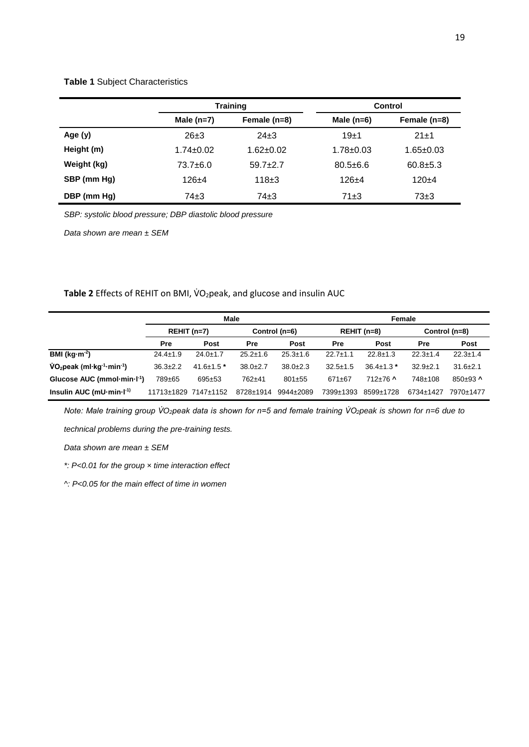**Table 1** Subject Characteristics

| | Training | | Control | |
|---|---|---|---|---|
| | **Male (n=7)** | **Female (n=8)** | **Male (n=6)** | **Female (n=8)** |
| **Age (y)** | 26±3 | 24±3 | 19±1 | 21±1 |
| **Height (m)** | 1.74±0.02 | 1.62±0.02 | 1.78±0.03 | 1.65±0.03 |
| **Weight (kg)** | 73.7±6.0 | 59.7±2.7 | 80.5±6.6 | 60.8±5.3 |
| **SBP (mm Hg)** | 126±4 | 118±3 | 126±4 | 120±4 |
| **DBP (mm Hg)** | 74±3 | 74±3 | 71±3 | 73±3 |

*SBP: systolic blood pressure; DBP diastolic blood pressure*

*Data shown are mean ± SEM*

**Table 2** Effects of REHIT on BMI, $\dot{V}O_2$peak, and glucose and insulin AUC

| | Male | | | | Female | | | |
|---|---|---|---|---|---|---|---|---|
| | **REHIT (n=7)** | | **Control (n=6)** | | **REHIT (n=8)** | | **Control (n=8)** | |
| | **Pre** | **Post** | **Pre** | **Post** | **Pre** | **Post** | **Pre** | **Post** |
| **BMI ($kg \cdot m^{-2}$)** | 24.4±1.9 | 24.0±1.7 | 25.2±1.6 | 25.3±1.6 | 22.7±1.1 | 22.8±1.3 | 22.3±1.4 | 22.3±1.4 |
| **$\dot{V}O_2$peak ($ml \cdot kg^{-1} \cdot min^{-1}$)** | 36.3±2.2 | 41.6±1.5 * | 38.0±2.7 | 38.0±2.3 | 32.5±1.5 | 36.4±1.3 * | 32.9±2.1 | 31.6±2.1 |
| **Glucose AUC ($mmol \cdot min \cdot l^{-1}$)** | 789±65 | 695±53 | 762±41 | 801±55 | 671±67 | 712±76 ^ | 748±108 | 850±93 ^ |
| **Insulin AUC ($mU \cdot min \cdot l^{-1}$)** | 11713±1829 | 7147±1152 | 8728±1914 | 9944±2089 | 7399±1393 | 8599±1728 | 6734±1427 | 7970±1477 |

*Note: Male training group $\dot{V}O_2$peak data is shown for n=5 and female training $\dot{V}O_2$peak is shown for n=6 due to technical problems during the pre-training tests.*

*Data shown are mean ± SEM*

*\*: P<0.01 for the group × time interaction effect*

*^: P<0.05 for the main effect of time in women*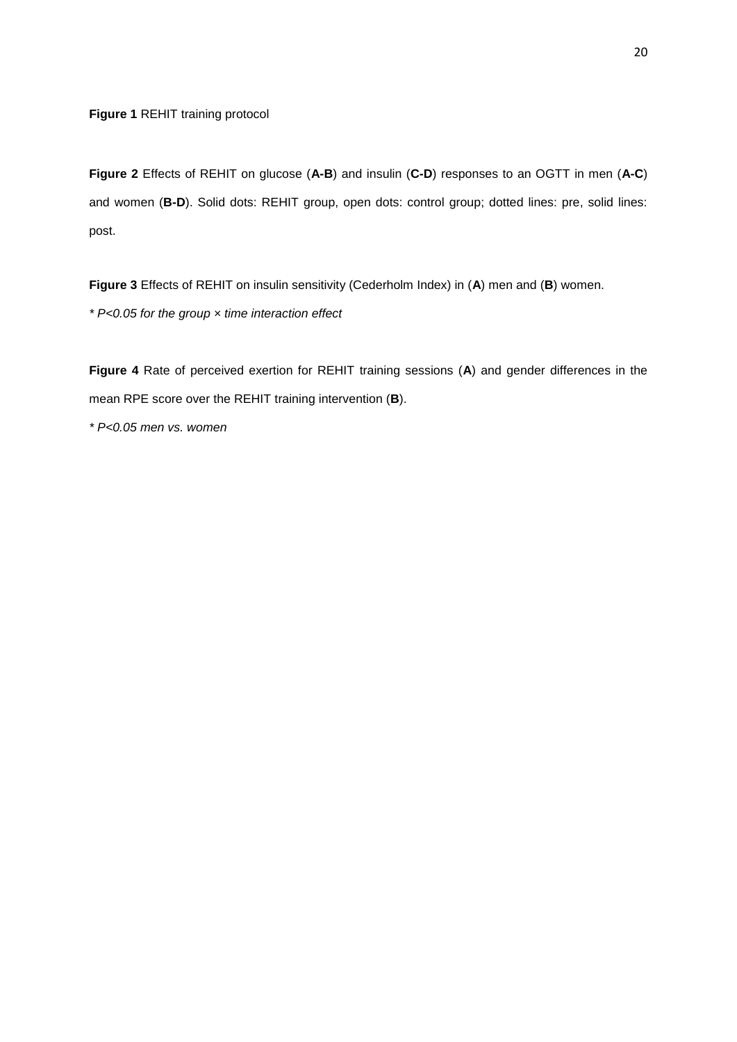**Figure 1** REHIT training protocol

**Figure 2** Effects of REHIT on glucose (**A-B**) and insulin (**C-D**) responses to an OGTT in men (**A-C**) and women (**B-D**). Solid dots: REHIT group, open dots: control group; dotted lines: pre, solid lines: post.

**Figure 3** Effects of REHIT on insulin sensitivity (Cederholm Index) in (**A**) men and (**B**) women.

*\* P<0.05 for the group × time interaction effect*

**Figure 4** Rate of perceived exertion for REHIT training sessions (**A**) and gender differences in the mean RPE score over the REHIT training intervention (**B**).

*\* P<0.05 men vs. women*